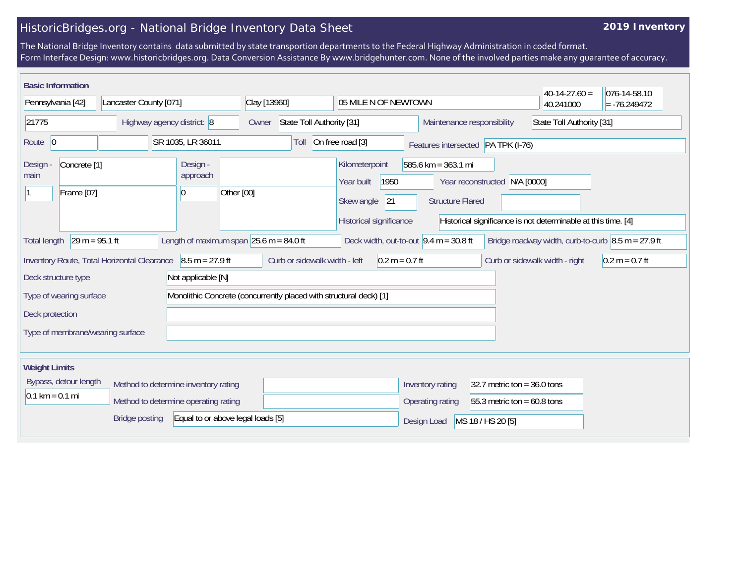# HistoricBridges.org - National Bridge Inventory Data Sheet

**2019 Inventory**

The National Bridge Inventory contains data submitted by state transportion departments to the Federal Highway Administration in coded format.
Form Interface Design: www.historicbridges.org. Data Conversion Assistance By www.bridgehunter.com. None of the involved parties make any guarantee of accuracy.

## Basic Information

| | |
|---|---|
| State | Pennsylvania [42] |
| County | Lancaster County [071] |
| Place | Clay [13960] |
| Location | 05 MILE N OF NEWTOWN |
| Latitude | 40-14-27.60 = 40.241000 |
| Longitude | 076-14-58.10 = -76.249472 |
| Structure Number | 21775 |
| Highway agency district | 8 |
| Owner | State Toll Authority [31] |
| Maintenance responsibility | State Toll Authority [31] |
| Route | 0 |
| Facility carried | SR 1035, LR 36011 |
| Toll | On free road [3] |
| Features intersected | PA TPK (I-76) |
| Design - main | Concrete [1] |
| | 1 Frame [07] |
| Design - approach | |
| | 0 Other [00] |
| Kilometerpoint | 585.6 km = 363.1 mi |
| Year built | 1950 |
| Year reconstructed | N/A [0000] |
| Skew angle | 21 |
| Structure Flared | |
| Historical significance | Historical significance is not determinable at this time. [4] |
| Total length | 29 m = 95.1 ft |
| Length of maximum span | 25.6 m = 84.0 ft |
| Deck width, out-to-out | 9.4 m = 30.8 ft |
| Bridge roadway width, curb-to-curb | 8.5 m = 27.9 ft |
| Inventory Route, Total Horizontal Clearance | 8.5 m = 27.9 ft |
| Curb or sidewalk width - left | 0.2 m = 0.7 ft |
| Curb or sidewalk width - right | 0.2 m = 0.7 ft |
| Deck structure type | Not applicable [N] |
| Type of wearing surface | Monolithic Concrete (concurrently placed with structural deck) [1] |
| Deck protection | |
| Type of membrane/wearing surface | |

## Weight Limits

| | |
|---|---|
| Bypass, detour length | 0.1 km = 0.1 mi |
| Method to determine inventory rating | |
| Method to determine operating rating | |
| Bridge posting | Equal to or above legal loads [5] |
| Inventory rating | 32.7 metric ton = 36.0 tons |
| Operating rating | 55.3 metric ton = 60.8 tons |
| Design Load | MS 18 / HS 20 [5] |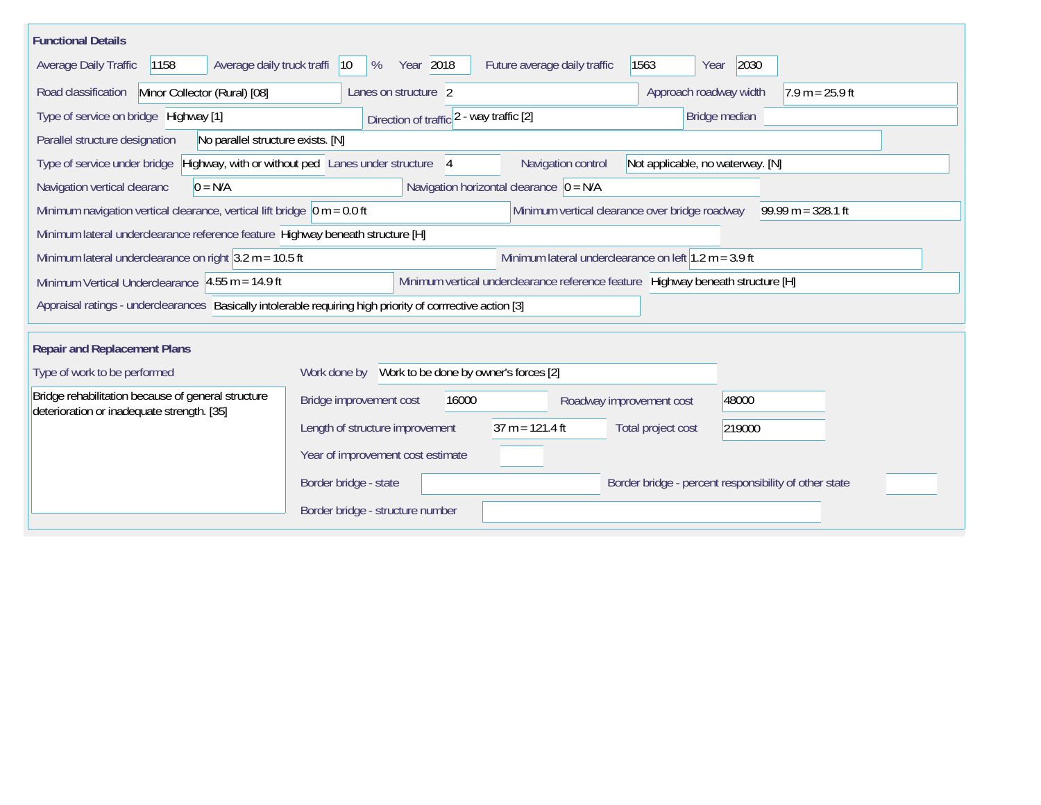## Functional Details

| Field | Value |
|---|---|
| Average Daily Traffic | 1158 |
| Average daily truck traffi | 10 % |
| Year | 2018 |
| Future average daily traffic | 1563 |
| Year | 2030 |
| Road classification | Minor Collector (Rural) [08] |
| Lanes on structure | 2 |
| Approach roadway width | 7.9 m = 25.9 ft |
| Type of service on bridge | Highway [1] |
| Direction of traffic | 2 - way traffic [2] |
| Bridge median | |
| Parallel structure designation | No parallel structure exists. [N] |
| Type of service under bridge | Highway, with or without ped |
| Lanes under structure | 4 |
| Navigation control | Not applicable, no waterway. [N] |
| Navigation vertical clearanc | 0 = N/A |
| Navigation horizontal clearance | 0 = N/A |
| Minimum navigation vertical clearance, vertical lift bridge | 0 m = 0.0 ft |
| Minimum vertical clearance over bridge roadway | 99.99 m = 328.1 ft |
| Minimum lateral underclearance reference feature | Highway beneath structure [H] |
| Minimum lateral underclearance on right | 3.2 m = 10.5 ft |
| Minimum lateral underclearance on left | 1.2 m = 3.9 ft |
| Minimum Vertical Underclearance | 4.55 m = 14.9 ft |
| Minimum vertical underclearance reference feature | Highway beneath structure [H] |
| Appraisal ratings - underclearances | Basically intolerable requiring high priority of corrrective action [3] |

## Repair and Replacement Plans

| Field | Value |
|---|---|
| Type of work to be performed | Bridge rehabilitation because of general structure deterioration or inadequate strength. [35] |
| Work done by | Work to be done by owner's forces [2] |
| Bridge improvement cost | 16000 |
| Roadway improvement cost | 48000 |
| Length of structure improvement | 37 m = 121.4 ft |
| Total project cost | 219000 |
| Year of improvement cost estimate | |
| Border bridge - state | |
| Border bridge - percent responsibility of other state | |
| Border bridge - structure number | |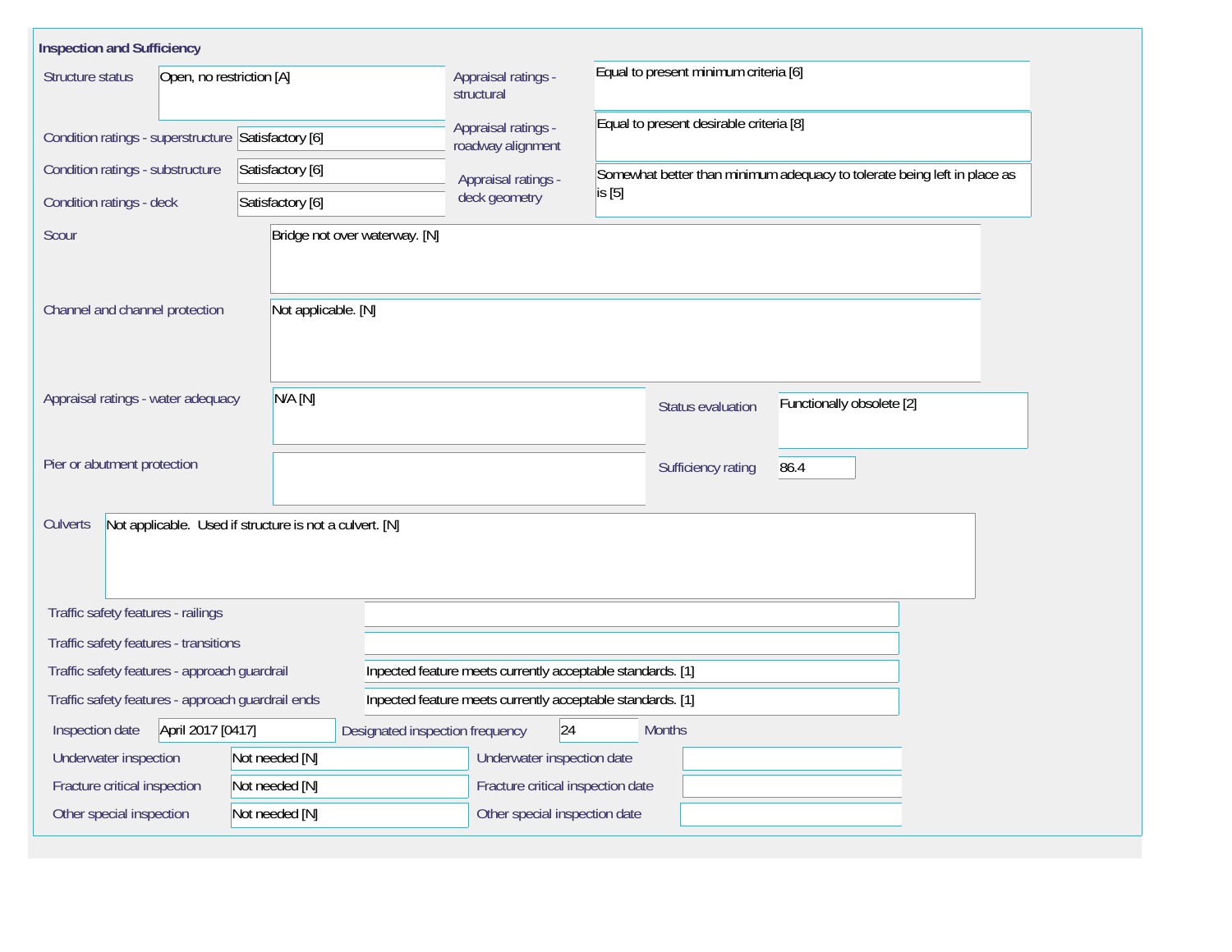## Inspection and Sufficiency

| Field | Value |
|---|---|
| Structure status | Open, no restriction [A] |
| Appraisal ratings - structural | Equal to present minimum criteria [6] |
| Condition ratings - superstructure | Satisfactory [6] |
| Appraisal ratings - roadway alignment | Equal to present desirable criteria [8] |
| Condition ratings - substructure | Satisfactory [6] |
| Appraisal ratings - deck geometry | Somewhat better than minimum adequacy to tolerate being left in place as is [5] |
| Condition ratings - deck | Satisfactory [6] |
| Scour | Bridge not over waterway. [N] |
| Channel and channel protection | Not applicable. [N] |
| Appraisal ratings - water adequacy | N/A [N] |
| Status evaluation | Functionally obsolete [2] |
| Pier or abutment protection | |
| Sufficiency rating | 86.4 |
| Culverts | Not applicable. Used if structure is not a culvert. [N] |
| Traffic safety features - railings | |
| Traffic safety features - transitions | |
| Traffic safety features - approach guardrail | Inpected feature meets currently acceptable standards. [1] |
| Traffic safety features - approach guardrail ends | Inpected feature meets currently acceptable standards. [1] |
| Inspection date | April 2017 [0417] |
| Designated inspection frequency | 24 Months |
| Underwater inspection | Not needed [N] |
| Underwater inspection date | |
| Fracture critical inspection | Not needed [N] |
| Fracture critical inspection date | |
| Other special inspection | Not needed [N] |
| Other special inspection date | |